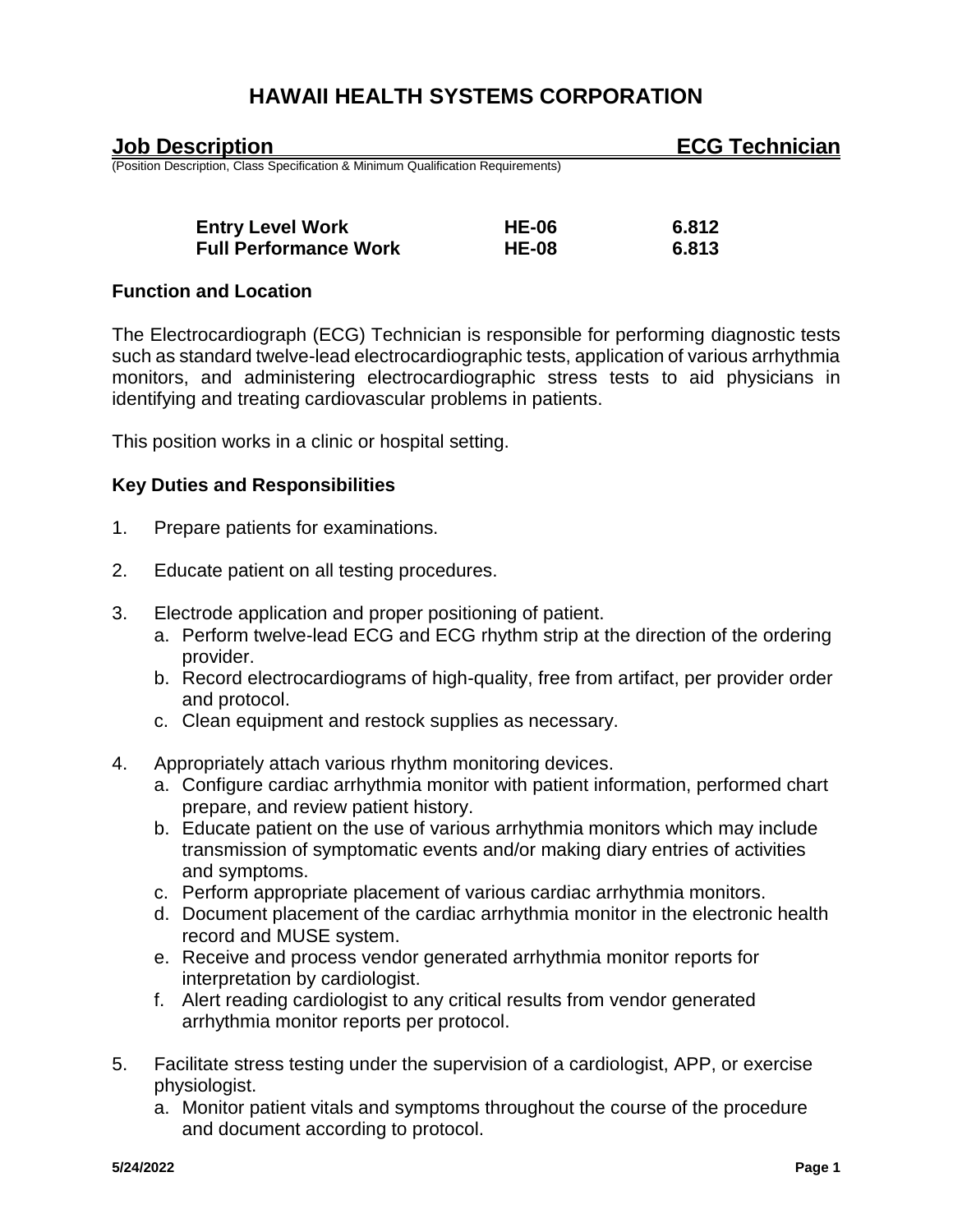# HAWAII HEALTH SYSTEMS CORPORATION

## Job Description — ECG Technician

(Position Description, Class Specification & Minimum Qualification Requirements)

| | | |
|---|---|---|
| **Entry Level Work** | **HE-06** | **6.812** |
| **Full Performance Work** | **HE-08** | **6.813** |

### Function and Location

The Electrocardiograph (ECG) Technician is responsible for performing diagnostic tests such as standard twelve-lead electrocardiographic tests, application of various arrhythmia monitors, and administering electrocardiographic stress tests to aid physicians in identifying and treating cardiovascular problems in patients.

This position works in a clinic or hospital setting.

### Key Duties and Responsibilities

1. Prepare patients for examinations.

2. Educate patient on all testing procedures.

3. Electrode application and proper positioning of patient.
   a. Perform twelve-lead ECG and ECG rhythm strip at the direction of the ordering provider.
   b. Record electrocardiograms of high-quality, free from artifact, per provider order and protocol.
   c. Clean equipment and restock supplies as necessary.

4. Appropriately attach various rhythm monitoring devices.
   a. Configure cardiac arrhythmia monitor with patient information, performed chart prepare, and review patient history.
   b. Educate patient on the use of various arrhythmia monitors which may include transmission of symptomatic events and/or making diary entries of activities and symptoms.
   c. Perform appropriate placement of various cardiac arrhythmia monitors.
   d. Document placement of the cardiac arrhythmia monitor in the electronic health record and MUSE system.
   e. Receive and process vendor generated arrhythmia monitor reports for interpretation by cardiologist.
   f. Alert reading cardiologist to any critical results from vendor generated arrhythmia monitor reports per protocol.

5. Facilitate stress testing under the supervision of a cardiologist, APP, or exercise physiologist.
   a. Monitor patient vitals and symptoms throughout the course of the procedure and document according to protocol.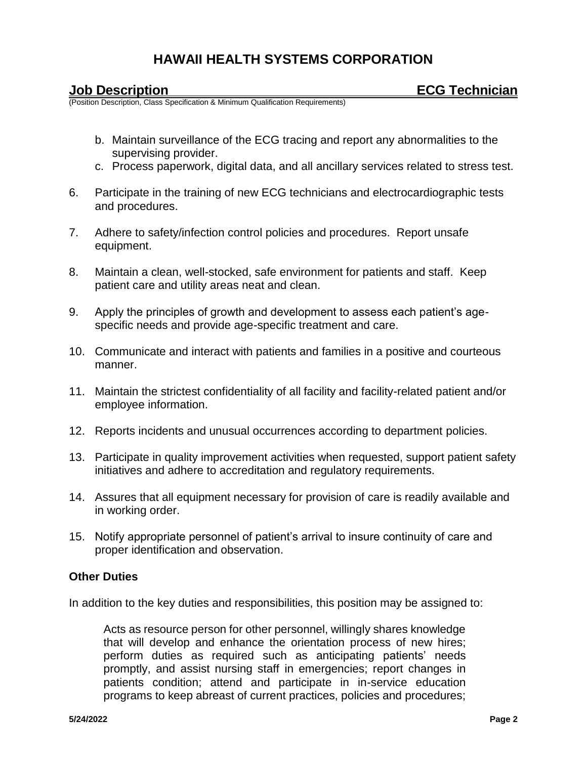b. Maintain surveillance of the ECG tracing and report any abnormalities to the supervising provider.
c. Process paperwork, digital data, and all ancillary services related to stress test.

6. Participate in the training of new ECG technicians and electrocardiographic tests and procedures.

7. Adhere to safety/infection control policies and procedures. Report unsafe equipment.

8. Maintain a clean, well-stocked, safe environment for patients and staff. Keep patient care and utility areas neat and clean.

9. Apply the principles of growth and development to assess each patient's age-specific needs and provide age-specific treatment and care.

10. Communicate and interact with patients and families in a positive and courteous manner.

11. Maintain the strictest confidentiality of all facility and facility-related patient and/or employee information.

12. Reports incidents and unusual occurrences according to department policies.

13. Participate in quality improvement activities when requested, support patient safety initiatives and adhere to accreditation and regulatory requirements.

14. Assures that all equipment necessary for provision of care is readily available and in working order.

15. Notify appropriate personnel of patient's arrival to insure continuity of care and proper identification and observation.

**Other Duties**

In addition to the key duties and responsibilities, this position may be assigned to:

Acts as resource person for other personnel, willingly shares knowledge that will develop and enhance the orientation process of new hires; perform duties as required such as anticipating patients' needs promptly, and assist nursing staff in emergencies; report changes in patients condition; attend and participate in in-service education programs to keep abreast of current practices, policies and procedures;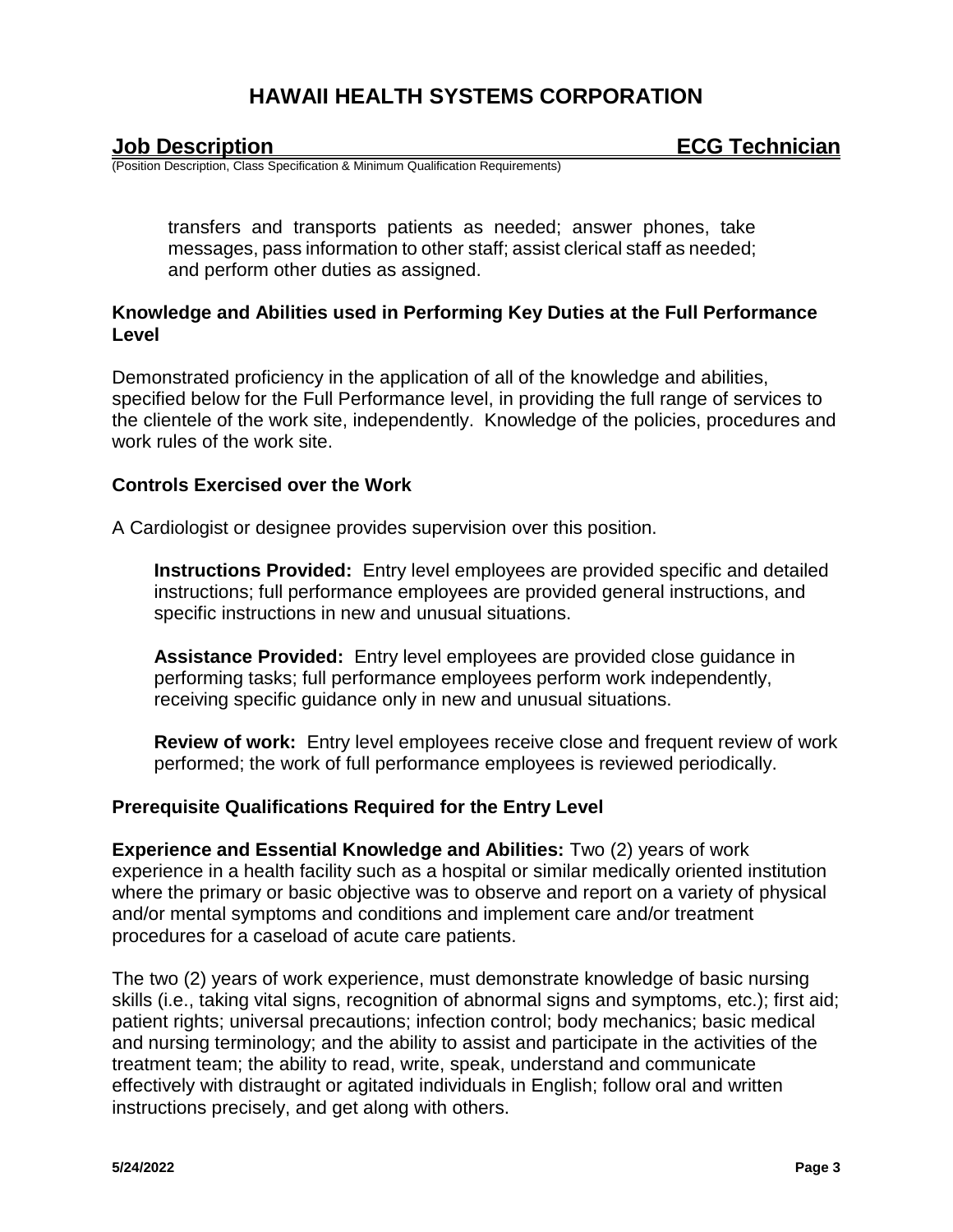transfers and transports patients as needed; answer phones, take messages, pass information to other staff; assist clerical staff as needed; and perform other duties as assigned.

### Knowledge and Abilities used in Performing Key Duties at the Full Performance Level

Demonstrated proficiency in the application of all of the knowledge and abilities, specified below for the Full Performance level, in providing the full range of services to the clientele of the work site, independently. Knowledge of the policies, procedures and work rules of the work site.

### Controls Exercised over the Work

A Cardiologist or designee provides supervision over this position.

**Instructions Provided:** Entry level employees are provided specific and detailed instructions; full performance employees are provided general instructions, and specific instructions in new and unusual situations.

**Assistance Provided:** Entry level employees are provided close guidance in performing tasks; full performance employees perform work independently, receiving specific guidance only in new and unusual situations.

**Review of work:** Entry level employees receive close and frequent review of work performed; the work of full performance employees is reviewed periodically.

### Prerequisite Qualifications Required for the Entry Level

**Experience and Essential Knowledge and Abilities:** Two (2) years of work experience in a health facility such as a hospital or similar medically oriented institution where the primary or basic objective was to observe and report on a variety of physical and/or mental symptoms and conditions and implement care and/or treatment procedures for a caseload of acute care patients.

The two (2) years of work experience, must demonstrate knowledge of basic nursing skills (i.e., taking vital signs, recognition of abnormal signs and symptoms, etc.); first aid; patient rights; universal precautions; infection control; body mechanics; basic medical and nursing terminology; and the ability to assist and participate in the activities of the treatment team; the ability to read, write, speak, understand and communicate effectively with distraught or agitated individuals in English; follow oral and written instructions precisely, and get along with others.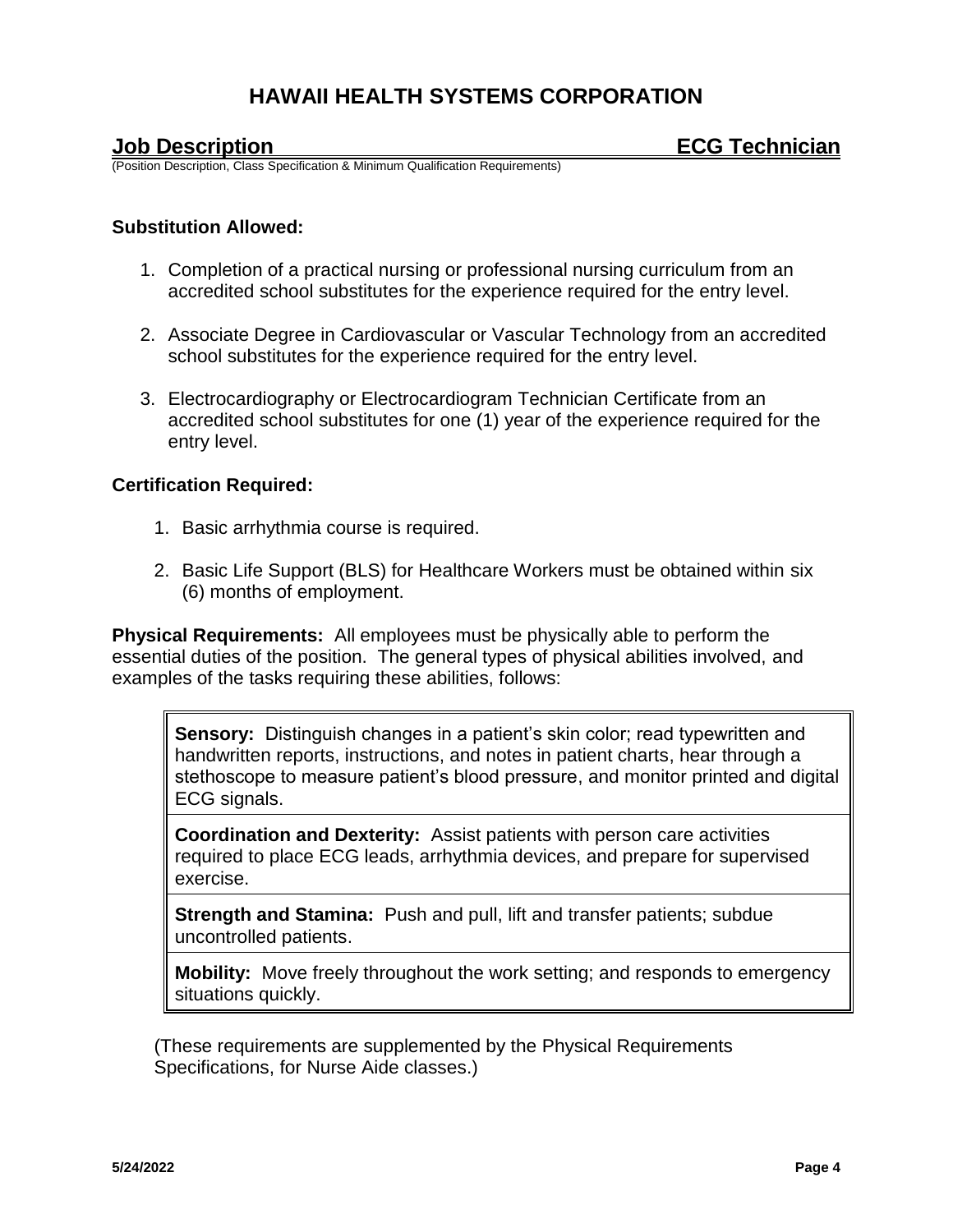**Substitution Allowed:**

1. Completion of a practical nursing or professional nursing curriculum from an accredited school substitutes for the experience required for the entry level.

2. Associate Degree in Cardiovascular or Vascular Technology from an accredited school substitutes for the experience required for the entry level.

3. Electrocardiography or Electrocardiogram Technician Certificate from an accredited school substitutes for one (1) year of the experience required for the entry level.

**Certification Required:**

1. Basic arrhythmia course is required.

2. Basic Life Support (BLS) for Healthcare Workers must be obtained within six (6) months of employment.

**Physical Requirements:** All employees must be physically able to perform the essential duties of the position. The general types of physical abilities involved, and examples of the tasks requiring these abilities, follows:

| |
|---|
| **Sensory:** Distinguish changes in a patient's skin color; read typewritten and handwritten reports, instructions, and notes in patient charts, hear through a stethoscope to measure patient's blood pressure, and monitor printed and digital ECG signals. |
| **Coordination and Dexterity:** Assist patients with person care activities required to place ECG leads, arrhythmia devices, and prepare for supervised exercise. |
| **Strength and Stamina:** Push and pull, lift and transfer patients; subdue uncontrolled patients. |
| **Mobility:** Move freely throughout the work setting; and responds to emergency situations quickly. |

(These requirements are supplemented by the Physical Requirements Specifications, for Nurse Aide classes.)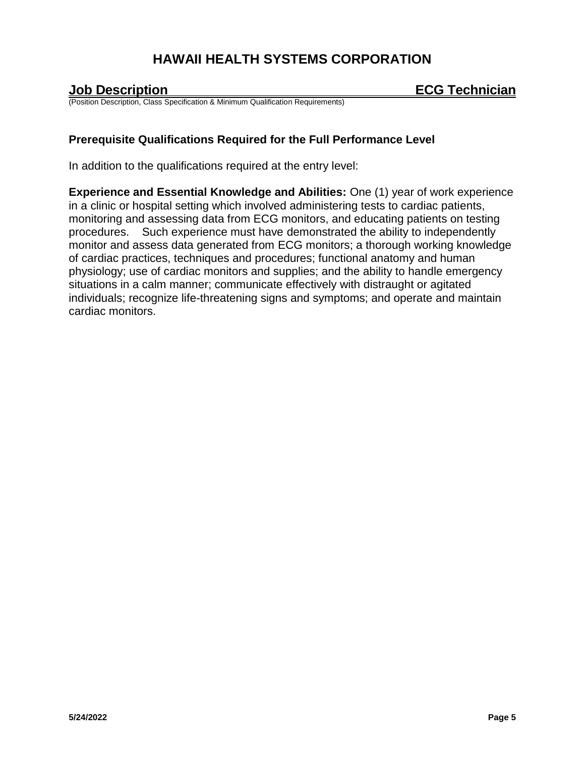## Prerequisite Qualifications Required for the Full Performance Level

In addition to the qualifications required at the entry level:

**Experience and Essential Knowledge and Abilities:** One (1) year of work experience in a clinic or hospital setting which involved administering tests to cardiac patients, monitoring and assessing data from ECG monitors, and educating patients on testing procedures. Such experience must have demonstrated the ability to independently monitor and assess data generated from ECG monitors; a thorough working knowledge of cardiac practices, techniques and procedures; functional anatomy and human physiology; use of cardiac monitors and supplies; and the ability to handle emergency situations in a calm manner; communicate effectively with distraught or agitated individuals; recognize life-threatening signs and symptoms; and operate and maintain cardiac monitors.